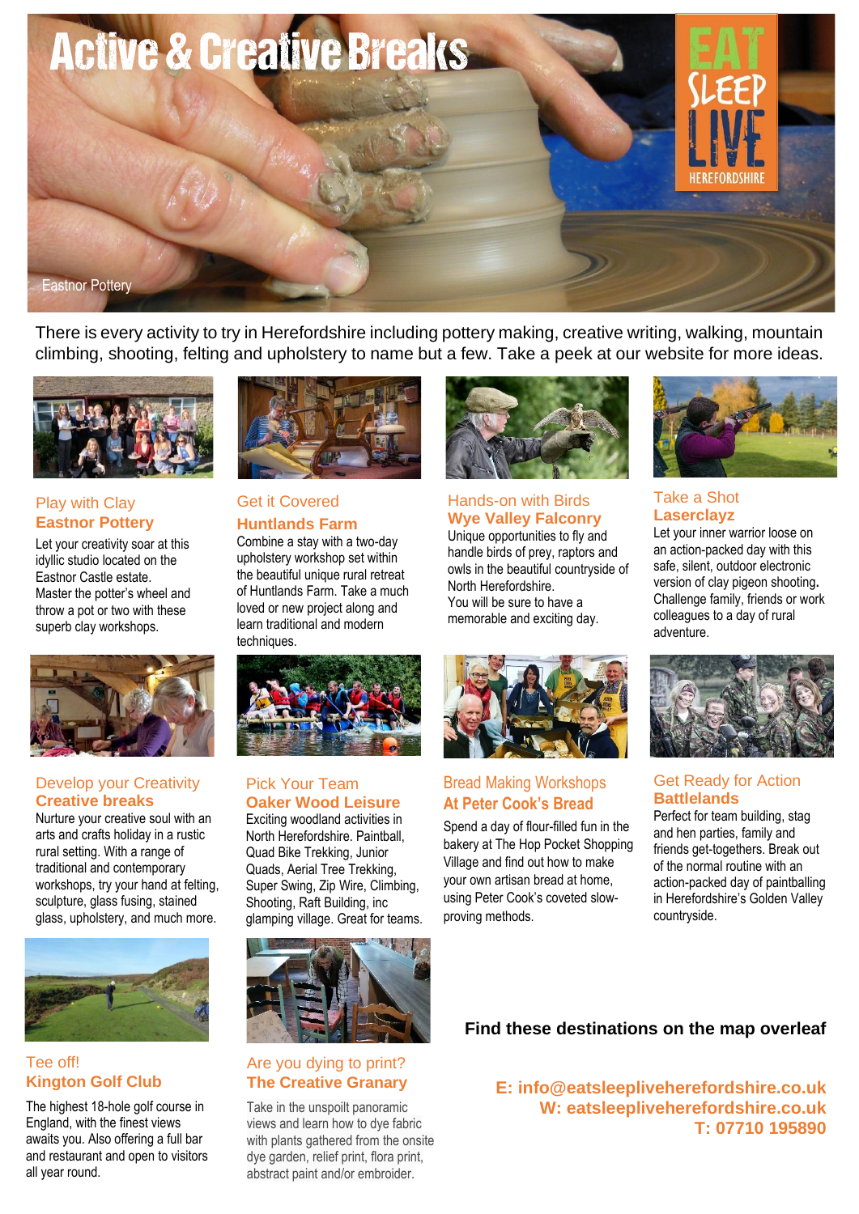# Active & Creative Breaks

EAT SLEEP LIVE HEREFORDSHIRE

Eastnor Pottery

There is every activity to try in Herefordshire including pottery making, creative writing, walking, mountain climbing, shooting, felting and upholstery to name but a few. Take a peek at our website for more ideas.

## Play with Clay
### Eastnor Pottery

Let your creativity soar at this idyllic studio located on the Eastnor Castle estate. Master the potter's wheel and throw a pot or two with these superb clay workshops.

## Get it Covered
### Huntlands Farm

Combine a stay with a two-day upholstery workshop set within the beautiful unique rural retreat of Huntlands Farm. Take a much loved or new project along and learn traditional and modern techniques.

## Hands-on with Birds
### Wye Valley Falconry

Unique opportunities to fly and handle birds of prey, raptors and owls in the beautiful countryside of North Herefordshire.
You will be sure to have a memorable and exciting day.

## Take a Shot
### Laserclayz

Let your inner warrior loose on an action-packed day with this safe, silent, outdoor electronic version of clay pigeon shooting. Challenge family, friends or work colleagues to a day of rural adventure.

## Develop your Creativity
### Creative breaks

Nurture your creative soul with an arts and crafts holiday in a rustic rural setting. With a range of traditional and contemporary workshops, try your hand at felting, sculpture, glass fusing, stained glass, upholstery, and much more.

## Pick Your Team
### Oaker Wood Leisure

Exciting woodland activities in North Herefordshire. Paintball, Quad Bike Trekking, Junior Quads, Aerial Tree Trekking, Super Swing, Zip Wire, Climbing, Shooting, Raft Building, inc glamping village. Great for teams.

## Bread Making Workshops
### At Peter Cook's Bread

Spend a day of flour-filled fun in the bakery at The Hop Pocket Shopping Village and find out how to make your own artisan bread at home, using Peter Cook's coveted slow-proving methods.

## Get Ready for Action
### Battlelands

Perfect for team building, stag and hen parties, family and friends get-togethers. Break out of the normal routine with an action-packed day of paintballing in Herefordshire's Golden Valley countryside.

## Tee off!
### Kington Golf Club

The highest 18-hole golf course in England, with the finest views awaits you. Also offering a full bar and restaurant and open to visitors all year round.

## Are you dying to print?
### The Creative Granary

Take in the unspoilt panoramic views and learn how to dye fabric with plants gathered from the onsite dye garden, relief print, flora print, abstract paint and/or embroider.

**Find these destinations on the map overleaf**

**E: info@eatsleepliveherefordshire.co.uk**
**W: eatsleepliveherefordshire.co.uk**
**T: 07710 195890**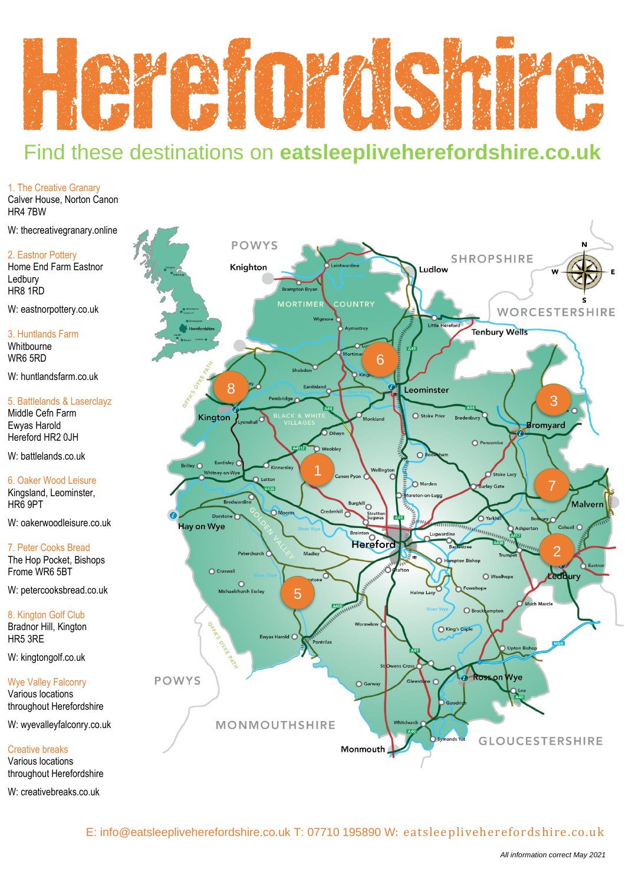# Herefordshire

## Find these destinations on **eatsleepliveherefordshire.co.uk**

1. The Creative Granary
Calver House, Norton Canon
HR4 7BW

W: thecreativegranary.online

2. Eastnor Pottery
Home End Farm Eastnor
Ledbury
HR8 1RD

W: eastnorpottery.co.uk

3. Huntlands Farm
Whitbourne
WR6 5RD

W: huntlandsfarm.co.uk

5. Battlelands & Laserclayz
Middle Cefn Farm
Ewyas Harold
Hereford HR2 0JH

W: battlelands.co.uk

6. Oaker Wood Leisure
Kingsland, Leominster,
HR6 9PT

W: oakerwoodleisure.co.uk

7. Peter Cooks Bread
The Hop Pocket, Bishops Frome WR6 5BT

W: petercooksbread.co.uk

8. Kington Golf Club
Bradnor Hill, Kington
HR5 3RE

W: kingtongolf.co.uk

Wye Valley Falconry
Various locations throughout Herefordshire

W: wyevalleyfalconry.co.uk

Creative breaks
Various locations throughout Herefordshire

W: creativebreaks.co.uk

POWYS
Knighton
SHROPSHIRE
Ludlow
N
W
E
S
MORTIMER COUNTRY
WORCESTERSHIRE
Tenbury Wells
Leintwardine
Brampton Bryan
Wigmore
Aymestrey
Little Hereford
Mortimer
Shobdon
Kingsland
Eardisland
Pembridge
Leominster
Kington
Lyonshall
BLACK & WHITE VILLAGES
Monkland
Stoke Prior
Bredenbury
Bromyard
Dilwyn
Weobley
Pencombe
Bodenham
Eardisley
Brilley
Whitney-on-Wye
Kinnersley
Letton
Canon Pyon
Wellington
Marden
Stoke Lacy
Burley Gate
Moreton-on-Lugg
Bredwardine
Dorstone
Hay on Wye
GOLDEN VALLEY
Moccas
Credenhill
Burghill
Stretton Sugwas
Breinton
Hereford
Lugwardine
Yarkhill
Bosbury
Ashperton
Colwall
Malvern
Bartestree
Trumpet
Eastnor
Ledbury
Hampton Bishop
Peterchurch
Madley
Craswall
Michaelchurch Escley
Grafton
Woolhope
Holme Lacy
Fownhope
Much Marcle
Brockhampton
Wormelow
King's Caple
Ewyas Harold
Pontrilas
Upton Bishop
POWYS
OFFA'S DYKE PATH
St Owens Cross
Garway
Glewstone
Ross on Wye
Lea
Goodrich
MONMOUTHSHIRE
Whitchurch
Symonds Yat
GLOUCESTERSHIRE
Monmouth

E: info@eatsleepliveherefordshire.co.uk T: 07710 195890 W: eatsleepliveherefordshire.co.uk

*All information correct May 2021*